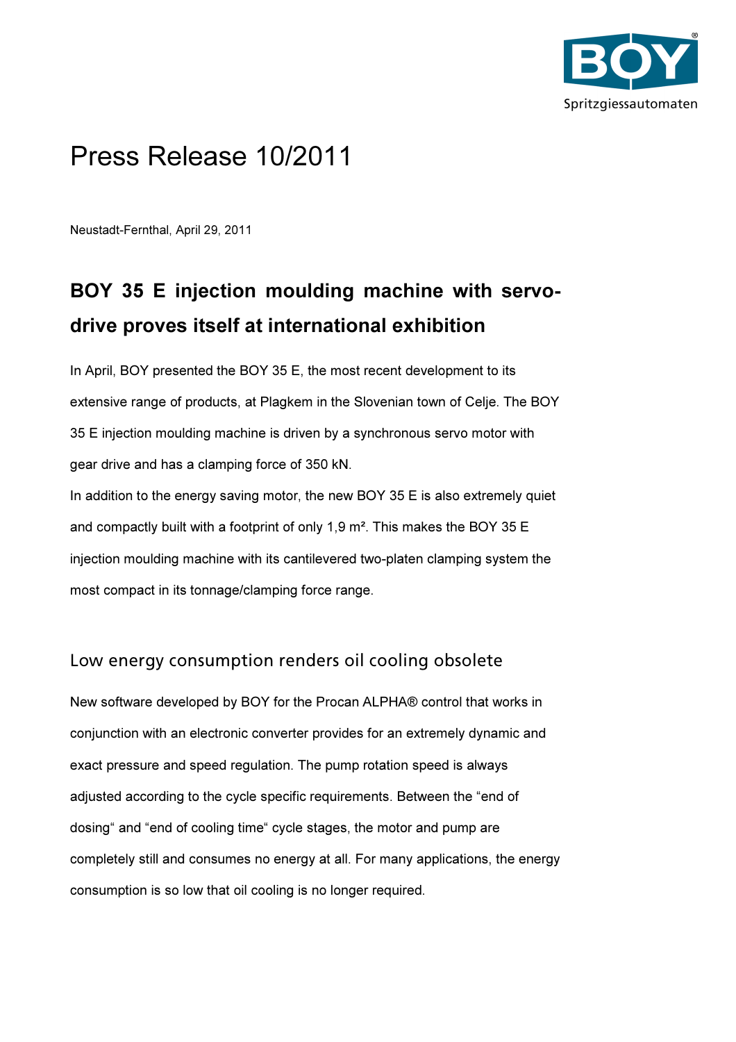# Press Release 10/2011

Neustadt-Fernthal, April 29, 2011

## BOY 35 E injection moulding machine with servo-drive proves itself at international exhibition

In April, BOY presented the BOY 35 E, the most recent development to its extensive range of products, at Plagkem in the Slovenian town of Celje. The BOY 35 E injection moulding machine is driven by a synchronous servo motor with gear drive and has a clamping force of 350 kN.

In addition to the energy saving motor, the new BOY 35 E is also extremely quiet and compactly built with a footprint of only 1,9 m². This makes the BOY 35 E injection moulding machine with its cantilevered two-platen clamping system the most compact in its tonnage/clamping force range.

### Low energy consumption renders oil cooling obsolete

New software developed by BOY for the Procan ALPHA® control that works in conjunction with an electronic converter provides for an extremely dynamic and exact pressure and speed regulation. The pump rotation speed is always adjusted according to the cycle specific requirements. Between the "end of dosing" and "end of cooling time" cycle stages, the motor and pump are completely still and consumes no energy at all. For many applications, the energy consumption is so low that oil cooling is no longer required.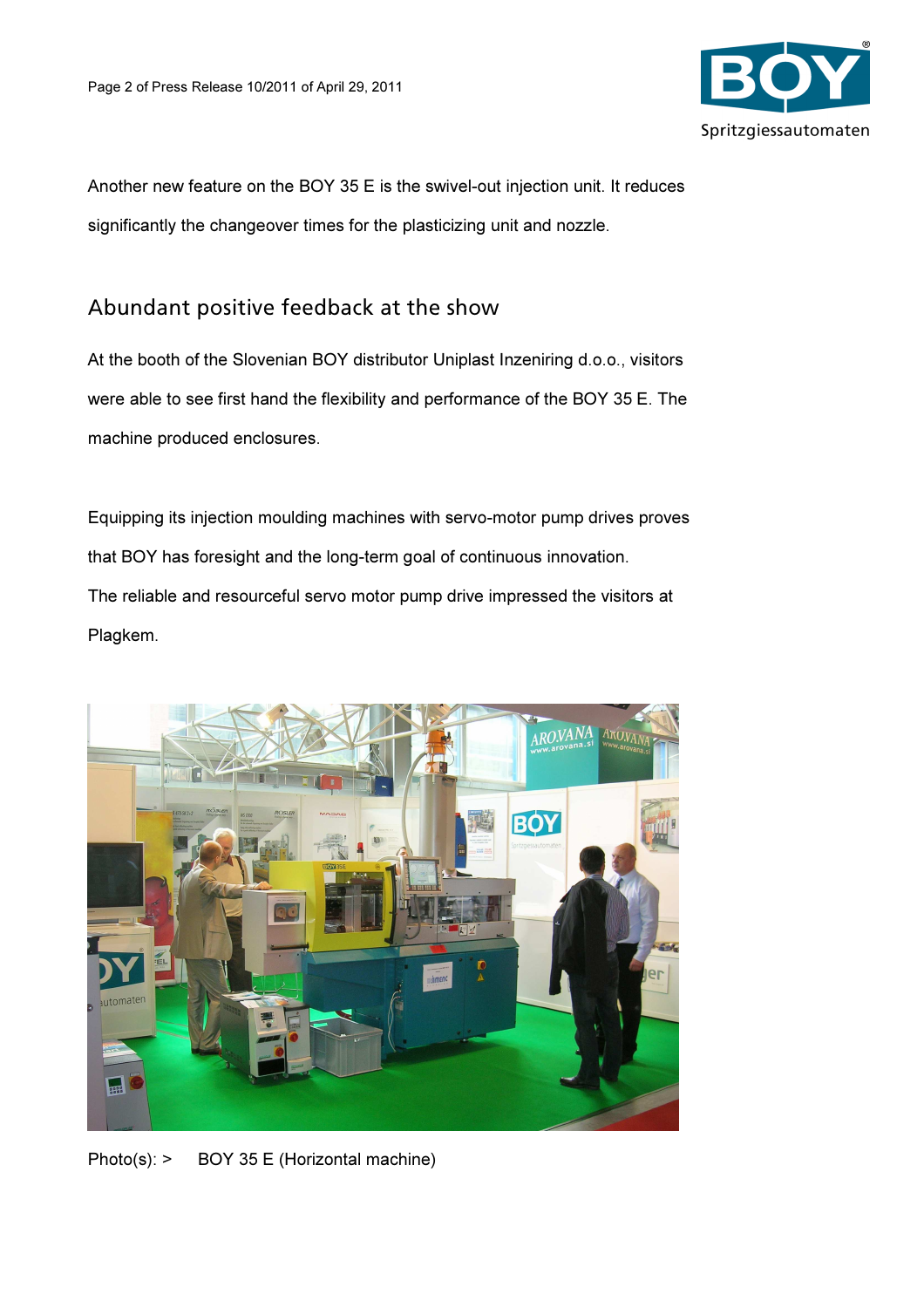Another new feature on the BOY 35 E is the swivel-out injection unit. It reduces significantly the changeover times for the plasticizing unit and nozzle.

## Abundant positive feedback at the show

At the booth of the Slovenian BOY distributor Uniplast Inzeniring d.o.o., visitors were able to see first hand the flexibility and performance of the BOY 35 E. The machine produced enclosures.

Equipping its injection moulding machines with servo-motor pump drives proves that BOY has foresight and the long-term goal of continuous innovation.
The reliable and resourceful servo motor pump drive impressed the visitors at Plagkem.

Photo(s): > BOY 35 E (Horizontal machine)